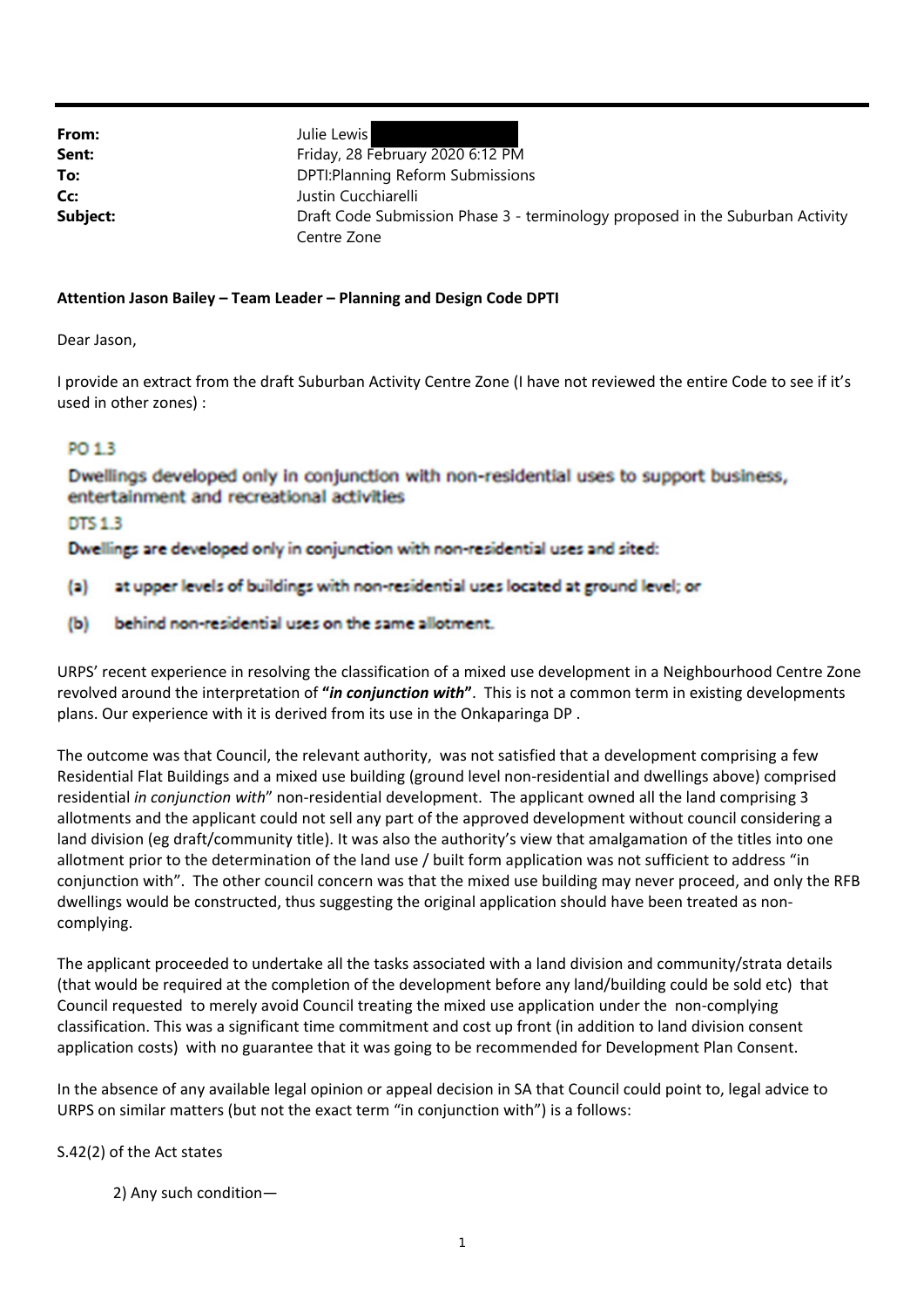**From:** Julie Lewis
**Sent:** Friday, 28 February 2020 6:12 PM
**To:** DPTI:Planning Reform Submissions
**Cc:** Justin Cucchiarelli
**Subject:** Draft Code Submission Phase 3 - terminology proposed in the Suburban Activity Centre Zone

**Attention Jason Bailey – Team Leader – Planning and Design Code DPTI**

Dear Jason,

I provide an extract from the draft Suburban Activity Centre Zone (I have not reviewed the entire Code to see if it's used in other zones) :

PO 1.3

Dwellings developed only in conjunction with non-residential uses to support business, entertainment and recreational activities

DTS 1.3

Dwellings are developed only in conjunction with non-residential uses and sited:

(a) at upper levels of buildings with non-residential uses located at ground level; or

(b) behind non-residential uses on the same allotment.

URPS' recent experience in resolving the classification of a mixed use development in a Neighbourhood Centre Zone revolved around the interpretation of **"*in conjunction with*"**. This is not a common term in existing developments plans. Our experience with it is derived from its use in the Onkaparinga DP .

The outcome was that Council, the relevant authority, was not satisfied that a development comprising a few Residential Flat Buildings and a mixed use building (ground level non-residential and dwellings above) comprised residential *in conjunction with*" non-residential development. The applicant owned all the land comprising 3 allotments and the applicant could not sell any part of the approved development without council considering a land division (eg draft/community title). It was also the authority's view that amalgamation of the titles into one allotment prior to the determination of the land use / built form application was not sufficient to address "in conjunction with". The other council concern was that the mixed use building may never proceed, and only the RFB dwellings would be constructed, thus suggesting the original application should have been treated as non-complying.

The applicant proceeded to undertake all the tasks associated with a land division and community/strata details (that would be required at the completion of the development before any land/building could be sold etc) that Council requested to merely avoid Council treating the mixed use application under the non-complying classification. This was a significant time commitment and cost up front (in addition to land division consent application costs) with no guarantee that it was going to be recommended for Development Plan Consent.

In the absence of any available legal opinion or appeal decision in SA that Council could point to, legal advice to URPS on similar matters (but not the exact term "in conjunction with") is a follows:

S.42(2) of the Act states

2) Any such condition—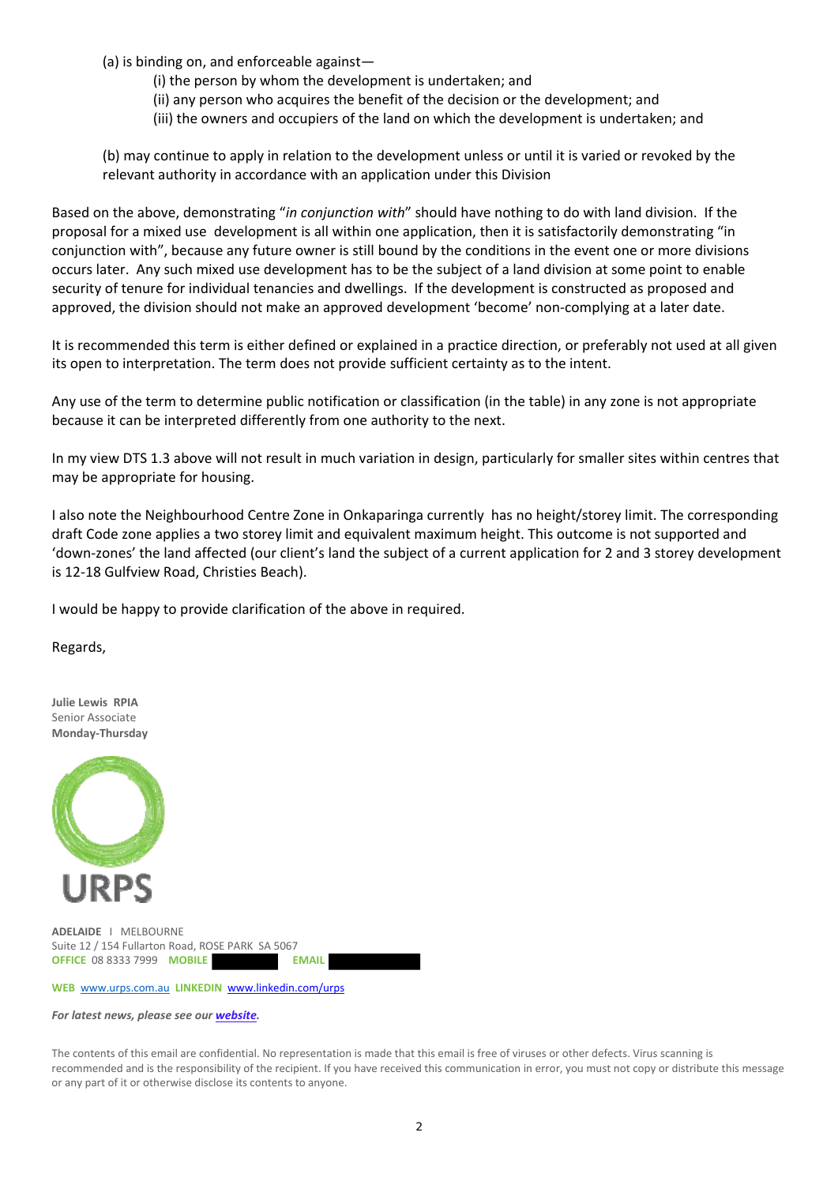(a) is binding on, and enforceable against—

(i) the person by whom the development is undertaken; and
(ii) any person who acquires the benefit of the decision or the development; and
(iii) the owners and occupiers of the land on which the development is undertaken; and

(b) may continue to apply in relation to the development unless or until it is varied or revoked by the relevant authority in accordance with an application under this Division

Based on the above, demonstrating "*in conjunction with*" should have nothing to do with land division. If the proposal for a mixed use development is all within one application, then it is satisfactorily demonstrating "in conjunction with", because any future owner is still bound by the conditions in the event one or more divisions occurs later. Any such mixed use development has to be the subject of a land division at some point to enable security of tenure for individual tenancies and dwellings. If the development is constructed as proposed and approved, the division should not make an approved development 'become' non-complying at a later date.

It is recommended this term is either defined or explained in a practice direction, or preferably not used at all given its open to interpretation. The term does not provide sufficient certainty as to the intent.

Any use of the term to determine public notification or classification (in the table) in any zone is not appropriate because it can be interpreted differently from one authority to the next.

In my view DTS 1.3 above will not result in much variation in design, particularly for smaller sites within centres that may be appropriate for housing.

I also note the Neighbourhood Centre Zone in Onkaparinga currently has no height/storey limit. The corresponding draft Code zone applies a two storey limit and equivalent maximum height. This outcome is not supported and 'down-zones' the land affected (our client's land the subject of a current application for 2 and 3 storey development is 12-18 Gulfview Road, Christies Beach).

I would be happy to provide clarification of the above in required.

Regards,

**Julie Lewis RPIA**
Senior Associate
**Monday-Thursday**

URPS

**ADELAIDE** I MELBOURNE
Suite 12 / 154 Fullarton Road, ROSE PARK SA 5067
**OFFICE** 08 8333 7999 **MOBILE** **EMAIL**

**WEB** www.urps.com.au **LINKEDIN** www.linkedin.com/urps

*For latest news, please see our **website**.*

The contents of this email are confidential. No representation is made that this email is free of viruses or other defects. Virus scanning is recommended and is the responsibility of the recipient. If you have received this communication in error, you must not copy or distribute this message or any part of it or otherwise disclose its contents to anyone.